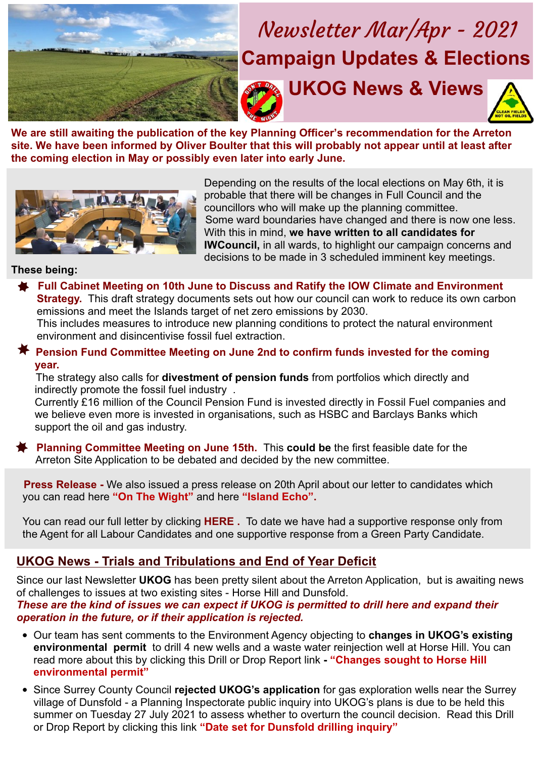# Newsletter Mar/Apr - 2021

## Campaign Updates & Elections

## UKOG News & Views

**We are still awaiting the publication of the key Planning Officer's recommendation for the Arreton site. We have been informed by Oliver Boulter that this will probably not appear until at least after the coming election in May or possibly even later into early June.**

Depending on the results of the local elections on May 6th, it is probable that there will be changes in Full Council and the councillors who will make up the planning committee.
Some ward boundaries have changed and there is now one less. With this in mind, **we have written to all candidates for IWCouncil,** in all wards, to highlight our campaign concerns and decisions to be made in 3 scheduled imminent key meetings.

**These being:**

- **Full Cabinet Meeting on 10th June to Discuss and Ratify the IOW Climate and Environment Strategy.** This draft strategy documents sets out how our council can work to reduce its own carbon emissions and meet the Islands target of net zero emissions by 2030.
  This includes measures to introduce new planning conditions to protect the natural environment environment and disincentivise fossil fuel extraction.

- **Pension Fund Committee Meeting on June 2nd to confirm funds invested for the coming year.**
  The strategy also calls for **divestment of pension funds** from portfolios which directly and indirectly promote the fossil fuel industry .
  Currently £16 million of the Council Pension Fund is invested directly in Fossil Fuel companies and we believe even more is invested in organisations, such as HSBC and Barclays Banks which support the oil and gas industry.

- **Planning Committee Meeting on June 15th.** This **could be** the first feasible date for the Arreton Site Application to be debated and decided by the new committee.

**Press Release -** We also issued a press release on 20th April about our letter to candidates which you can read here **"On The Wight"** and here **"Island Echo".**

You can read our full letter by clicking **HERE .** To date we have had a supportive response only from the Agent for all Labour Candidates and one supportive response from a Green Party Candidate.

## UKOG News - Trials and Tribulations and End of Year Deficit

Since our last Newsletter **UKOG** has been pretty silent about the Arreton Application, but is awaiting news of challenges to issues at two existing sites - Horse Hill and Dunsfold.
***These are the kind of issues we can expect if UKOG is permitted to drill here and expand their operation in the future, or if their application is rejected.***

- Our team has sent comments to the Environment Agency objecting to **changes in UKOG's existing environmental permit** to drill 4 new wells and a waste water reinjection well at Horse Hill. You can read more about this by clicking this Drill or Drop Report link **- "Changes sought to Horse Hill environmental permit"**

- Since Surrey County Council **rejected UKOG's application** for gas exploration wells near the Surrey village of Dunsfold - a Planning Inspectorate public inquiry into UKOG's plans is due to be held this summer on Tuesday 27 July 2021 to assess whether to overturn the council decision. Read this Drill or Drop Report by clicking this link **"Date set for Dunsfold drilling inquiry"**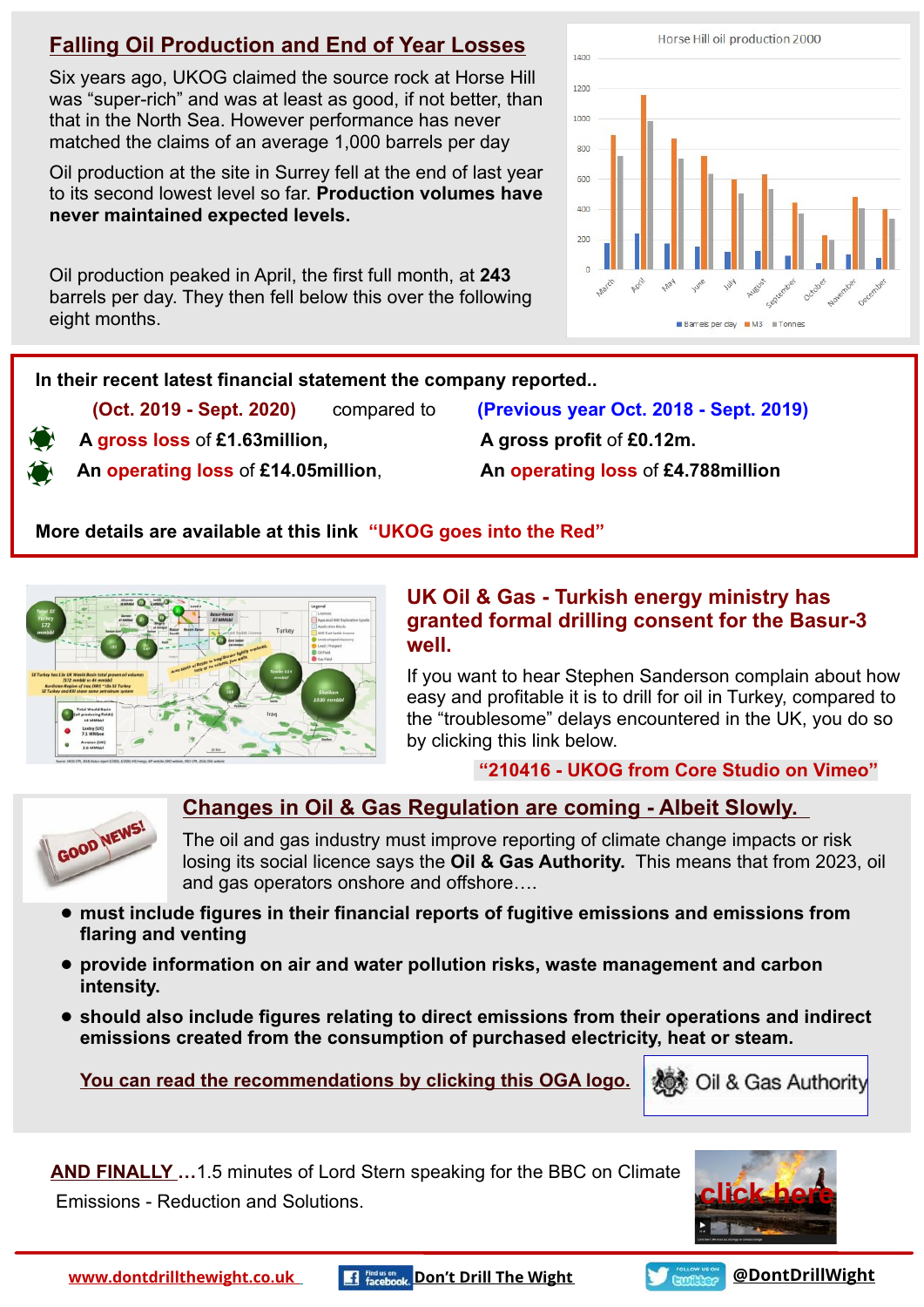## Falling Oil Production and End of Year Losses

Six years ago, UKOG claimed the source rock at Horse Hill was "super-rich" and was at least as good, if not better, than that in the North Sea. However performance has never matched the claims of an average 1,000 barrels per day

Oil production at the site in Surrey fell at the end of last year to its second lowest level so far. **Production volumes have never maintained expected levels.**

Oil production peaked in April, the first full month, at **243** barrels per day. They then fell below this over the following eight months.

Horse Hill oil production 2000

1400
1200
1000
800
600
400
200
0

March April May June July August September October November December

Barrels per day M3 Tonnes

**In their recent latest financial statement the company reported..**

| (Oct. 2019 - Sept. 2020) | compared to | (Previous year Oct. 2018 - Sept. 2019) |
|---|---|---|
| **A gross loss of £1.63million,** | | **A gross profit of £0.12m.** |
| **An operating loss of £14.05million,** | | **An operating loss of £4.788million** |

**More details are available at this link "UKOG goes into the Red"**

### UK Oil & Gas - Turkish energy ministry has granted formal drilling consent for the Basur-3 well.

If you want to hear Stephen Sanderson complain about how easy and profitable it is to drill for oil in Turkey, compared to the "troublesome" delays encountered in the UK, you do so by clicking this link below.

**"210416 - UKOG from Core Studio on Vimeo"**

GOOD NEWS!

### Changes in Oil & Gas Regulation are coming - Albeit Slowly.

The oil and gas industry must improve reporting of climate change impacts or risk losing its social licence says the **Oil & Gas Authority.** This means that from 2023, oil and gas operators onshore and offshore….

- **must include figures in their financial reports of fugitive emissions and emissions from flaring and venting**
- **provide information on air and water pollution risks, waste management and carbon intensity.**
- **should also include figures relating to direct emissions from their operations and indirect emissions created from the consumption of purchased electricity, heat or steam.**

**You can read the recommendations by clicking this OGA logo.**

Oil & Gas Authority

**AND FINALLY** …1.5 minutes of Lord Stern speaking for the BBC on Climate Emissions - Reduction and Solutions.

click here

www.dontdrillthewight.co.uk

Don't Drill The Wight

@DontDrillWight